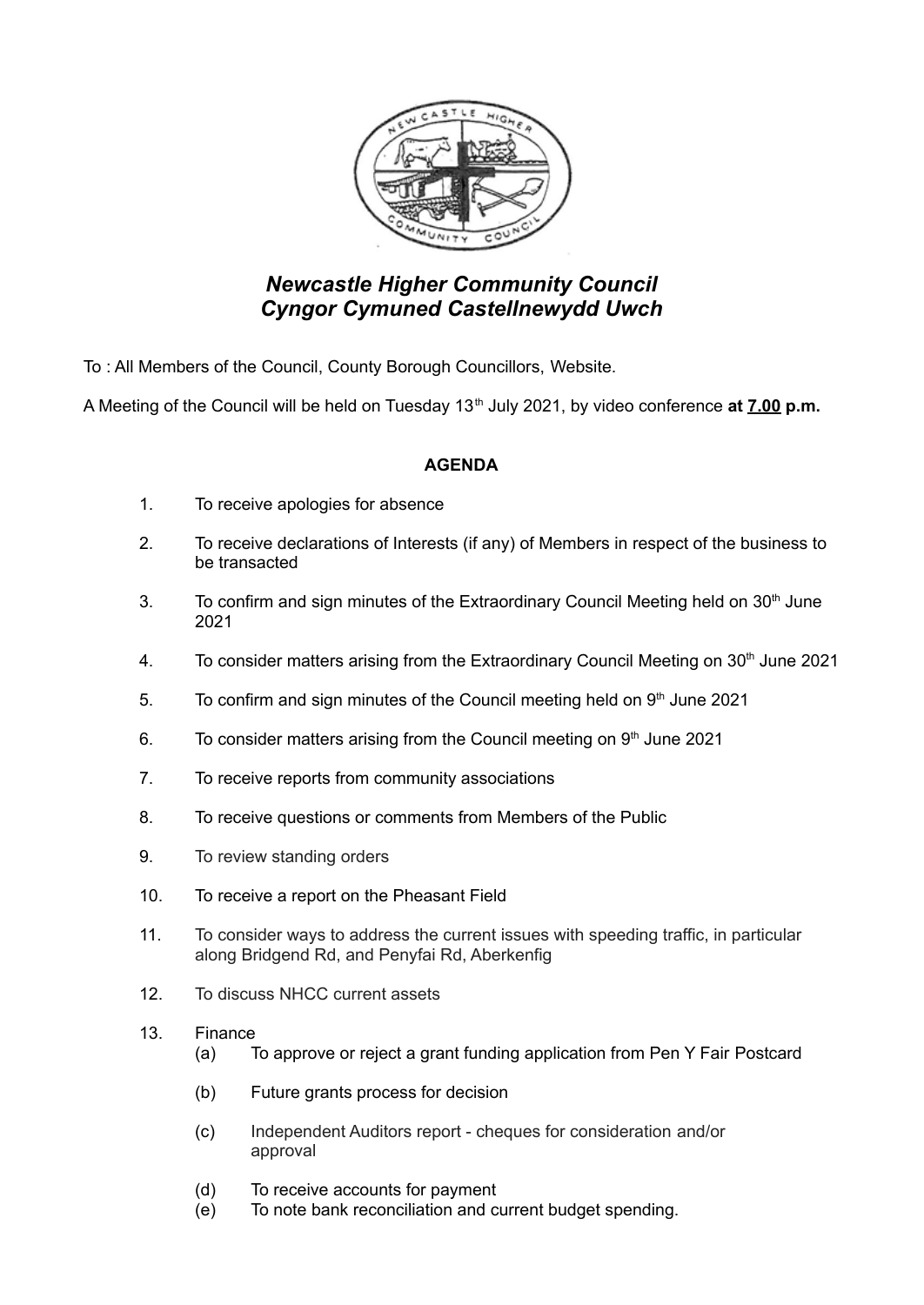# *Newcastle Higher Community Council*
# *Cyngor Cymuned Castellnewydd Uwch*

To : All Members of the Council, County Borough Councillors, Website.

A Meeting of the Council will be held on Tuesday 13th July 2021, by video conference **at <u>7.00</u> p.m.**

**AGENDA**

1. To receive apologies for absence
2. To receive declarations of Interests (if any) of Members in respect of the business to be transacted
3. To confirm and sign minutes of the Extraordinary Council Meeting held on 30th June 2021
4. To consider matters arising from the Extraordinary Council Meeting on 30th June 2021
5. To confirm and sign minutes of the Council meeting held on 9th June 2021
6. To consider matters arising from the Council meeting on 9th June 2021
7. To receive reports from community associations
8. To receive questions or comments from Members of the Public
9. To review standing orders
10. To receive a report on the Pheasant Field
11. To consider ways to address the current issues with speeding traffic, in particular along Bridgend Rd, and Penyfai Rd, Aberkenfig
12. To discuss NHCC current assets
13. Finance
    - (a) To approve or reject a grant funding application from Pen Y Fair Postcard
    - (b) Future grants process for decision
    - (c) Independent Auditors report - cheques for consideration and/or approval
    - (d) To receive accounts for payment
    - (e) To note bank reconciliation and current budget spending.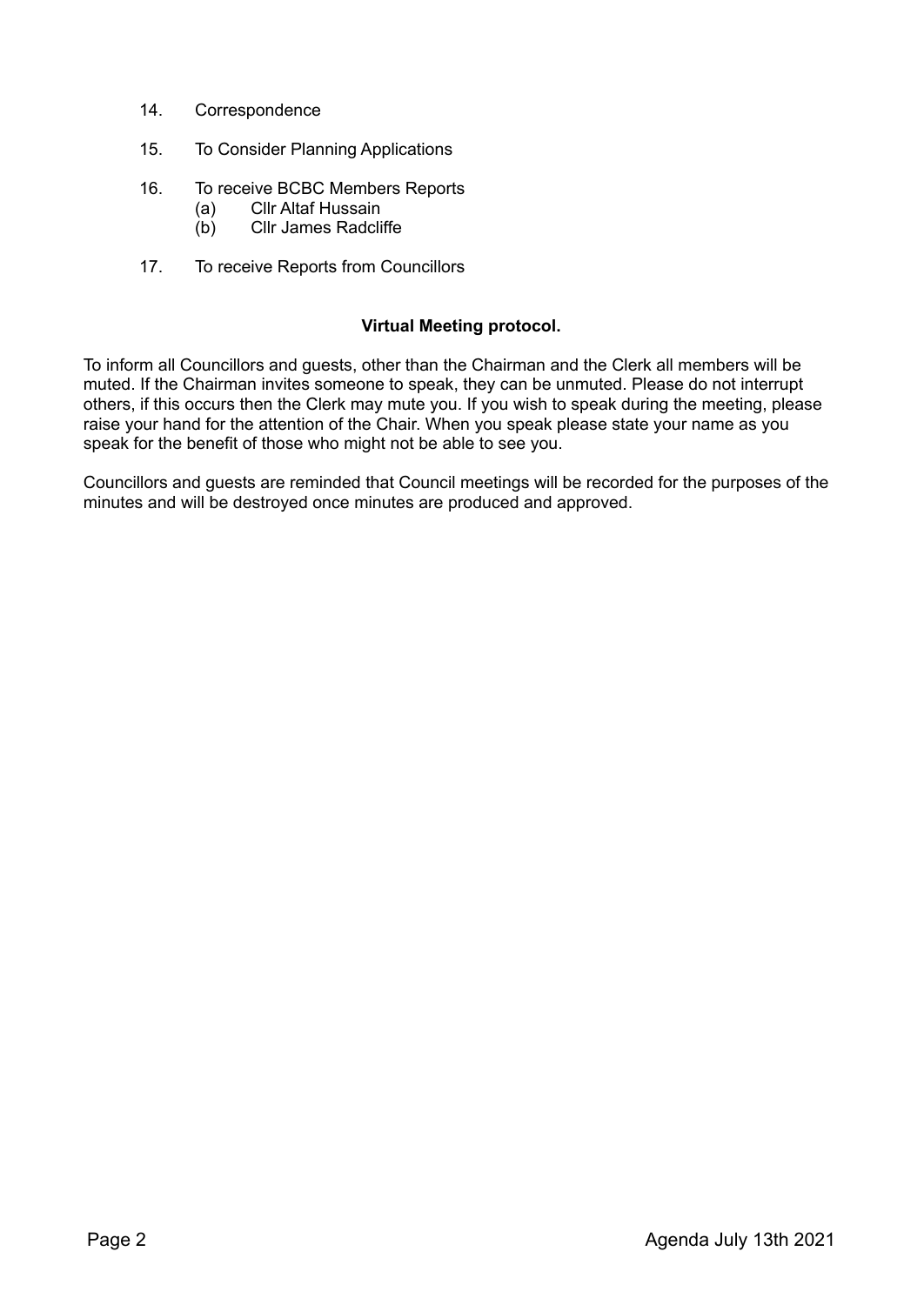14. Correspondence

15. To Consider Planning Applications

16. To receive BCBC Members Reports
    (a) Cllr Altaf Hussain
    (b) Cllr James Radcliffe

17. To receive Reports from Councillors

**Virtual Meeting protocol.**

To inform all Councillors and guests, other than the Chairman and the Clerk all members will be muted. If the Chairman invites someone to speak, they can be unmuted. Please do not interrupt others, if this occurs then the Clerk may mute you. If you wish to speak during the meeting, please raise your hand for the attention of the Chair. When you speak please state your name as you speak for the benefit of those who might not be able to see you.

Councillors and guests are reminded that Council meetings will be recorded for the purposes of the minutes and will be destroyed once minutes are produced and approved.